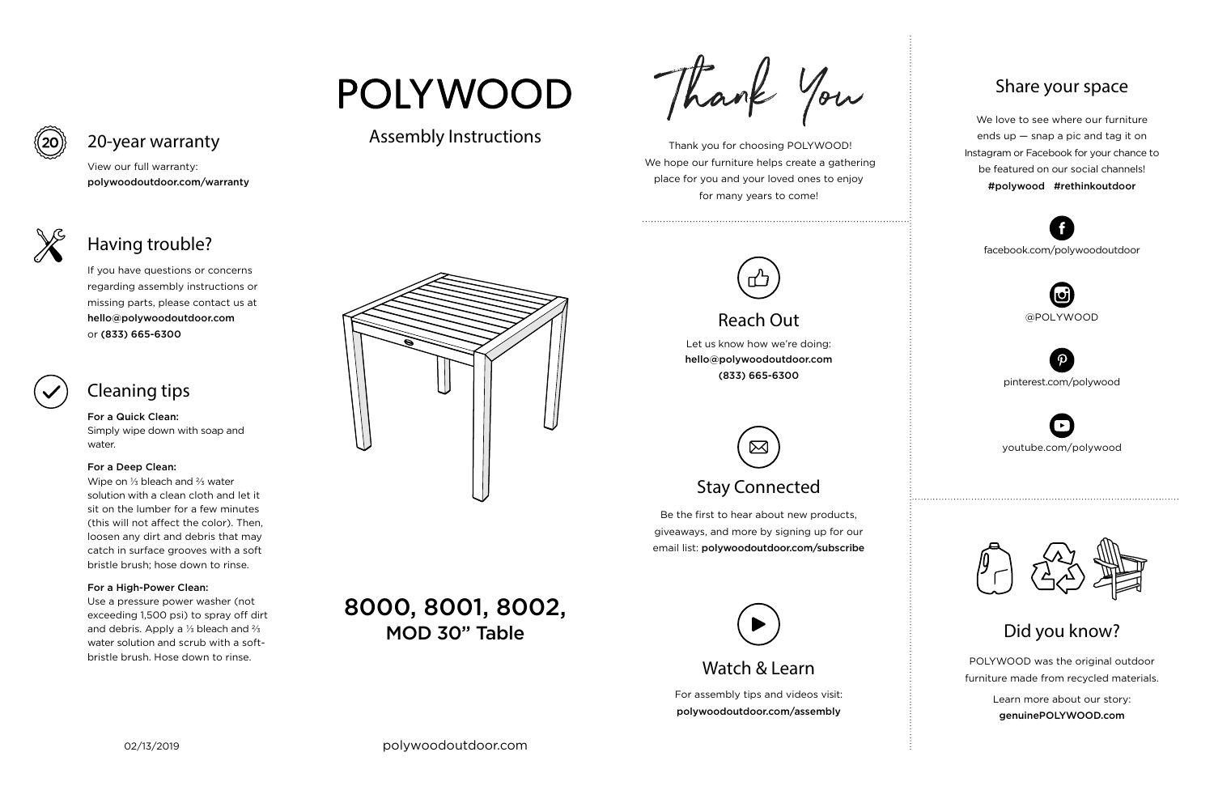## 20-year warranty

View our full warranty:
**polywoodoutdoor.com/warranty**

## Having trouble?

If you have questions or concerns regarding assembly instructions or missing parts, please contact us at **hello@polywoodoutdoor.com** or **(833) 665-6300**

## Cleaning tips

**For a Quick Clean:**
Simply wipe down with soap and water.

**For a Deep Clean:**
Wipe on ⅓ bleach and ⅔ water solution with a clean cloth and let it sit on the lumber for a few minutes (this will not affect the color). Then, loosen any dirt and debris that may catch in surface grooves with a soft bristle brush; hose down to rinse.

**For a High-Power Clean:**
Use a pressure power washer (not exceeding 1,500 psi) to spray off dirt and debris. Apply a ⅓ bleach and ⅔ water solution and scrub with a soft-bristle brush. Hose down to rinse.

02/13/2019

# POLYWOOD

Assembly Instructions

## 8000, 8001, 8002, MOD 30" Table

polywoodoutdoor.com

## Thank You

Thank you for choosing POLYWOOD! We hope our furniture helps create a gathering place for you and your loved ones to enjoy for many years to come!

## Reach Out

Let us know how we're doing:
**hello@polywoodoutdoor.com**
**(833) 665-6300**

## Stay Connected

Be the first to hear about new products, giveaways, and more by signing up for our email list: **polywoodoutdoor.com/subscribe**

## Watch & Learn

For assembly tips and videos visit:
**polywoodoutdoor.com/assembly**

## Share your space

We love to see where our furniture ends up — snap a pic and tag it on Instagram or Facebook for your chance to be featured on our social channels!
**#polywood #rethinkoutdoor**

facebook.com/polywoodoutdoor

@POLYWOOD

pinterest.com/polywood

youtube.com/polywood

## Did you know?

POLYWOOD was the original outdoor furniture made from recycled materials.

Learn more about our story:
**genuinePOLYWOOD.com**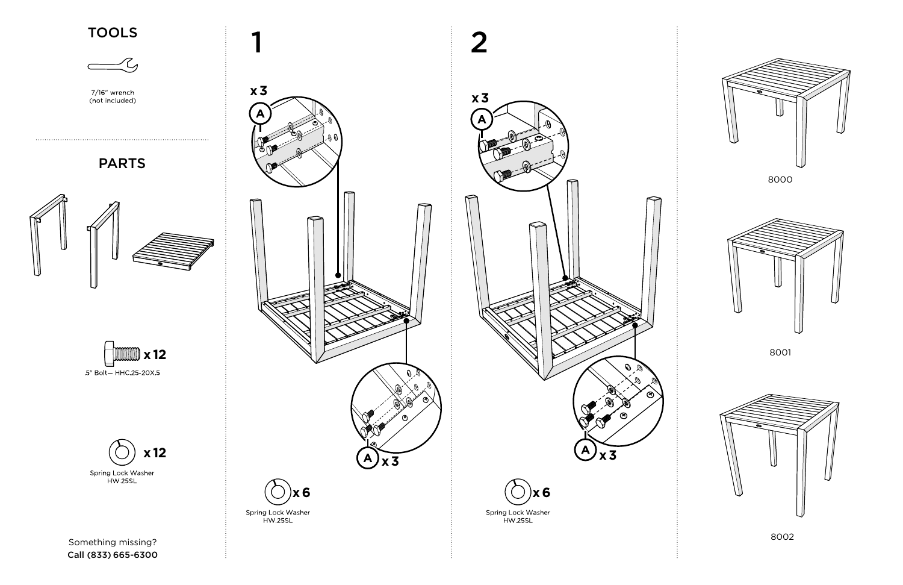## TOOLS

7/16" wrench
(not included)

## PARTS

x 12
.5" Bolt— HHC.25-20X.5

x 12
Spring Lock Washer
HW.25SL

Something missing?
**Call (833) 665-6300**

## 1

x 3
A

A x 3

x 6
Spring Lock Washer
HW.25SL

## 2

x 3
A

A x 3

x 6
Spring Lock Washer
HW.25SL

8000

8001

8002